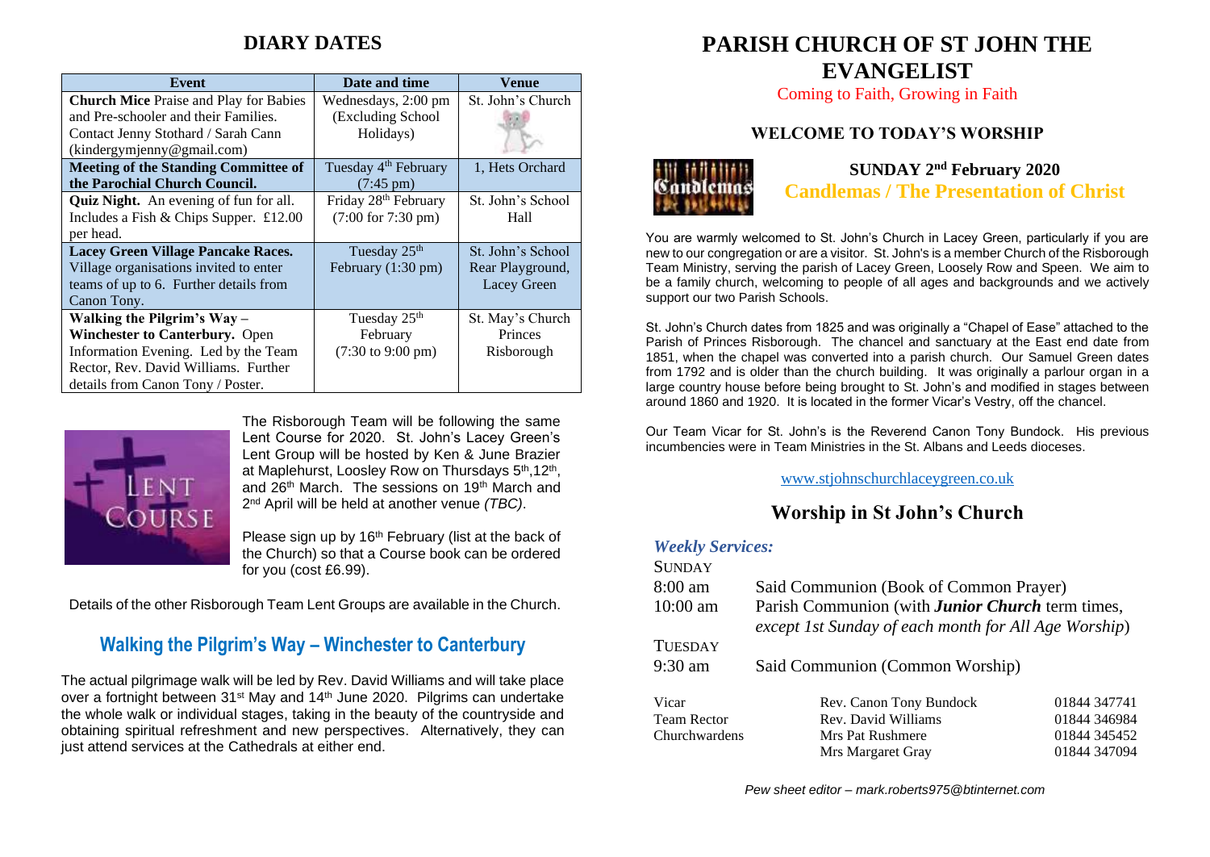## DIARY DATES

| Event | Date and time | Venue |
|---|---|---|
| **Church Mice** Praise and Play for Babies and Pre-schooler and their Families. Contact Jenny Stothard / Sarah Cann (kindergymjenny@gmail.com) | Wednesdays, 2:00 pm (Excluding School Holidays) | St. John's Church |
| **Meeting of the Standing Committee of the Parochial Church Council.** | Tuesday 4th February (7:45 pm) | 1, Hets Orchard |
| **Quiz Night.** An evening of fun for all. Includes a Fish & Chips Supper. £12.00 per head. | Friday 28th February (7:00 for 7:30 pm) | St. John's School Hall |
| **Lacey Green Village Pancake Races.** Village organisations invited to enter teams of up to 6. Further details from Canon Tony. | Tuesday 25th February (1:30 pm) | St. John's School Rear Playground, Lacey Green |
| **Walking the Pilgrim's Way – Winchester to Canterbury.** Open Information Evening. Led by the Team Rector, Rev. David Williams. Further details from Canon Tony / Poster. | Tuesday 25th February (7:30 to 9:00 pm) | St. May's Church Princes Risborough |

The Risborough Team will be following the same Lent Course for 2020. St. John's Lacey Green's Lent Group will be hosted by Ken & June Brazier at Maplehurst, Loosley Row on Thursdays 5th, 12th, and 26th March. The sessions on 19th March and 2nd April will be held at another venue *(TBC)*.

Please sign up by 16th February (list at the back of the Church) so that a Course book can be ordered for you (cost £6.99).

Details of the other Risborough Team Lent Groups are available in the Church.

## Walking the Pilgrim's Way – Winchester to Canterbury

The actual pilgrimage walk will be led by Rev. David Williams and will take place over a fortnight between 31st May and 14th June 2020. Pilgrims can undertake the whole walk or individual stages, taking in the beauty of the countryside and obtaining spiritual refreshment and new perspectives. Alternatively, they can just attend services at the Cathedrals at either end.

# PARISH CHURCH OF ST JOHN THE EVANGELIST

Coming to Faith, Growing in Faith

### WELCOME TO TODAY'S WORSHIP

### SUNDAY 2nd February 2020

### Candlemas / The Presentation of Christ

You are warmly welcomed to St. John's Church in Lacey Green, particularly if you are new to our congregation or are a visitor. St. John's is a member Church of the Risborough Team Ministry, serving the parish of Lacey Green, Loosely Row and Speen. We aim to be a family church, welcoming to people of all ages and backgrounds and we actively support our two Parish Schools.

St. John's Church dates from 1825 and was originally a "Chapel of Ease" attached to the Parish of Princes Risborough. The chancel and sanctuary at the East end date from 1851, when the chapel was converted into a parish church. Our Samuel Green dates from 1792 and is older than the church building. It was originally a parlour organ in a large country house before being brought to St. John's and modified in stages between around 1860 and 1920. It is located in the former Vicar's Vestry, off the chancel.

Our Team Vicar for St. John's is the Reverend Canon Tony Bundock. His previous incumbencies were in Team Ministries in the St. Albans and Leeds dioceses.

www.stjohnschurchlaceygreen.co.uk

## Worship in St John's Church

***Weekly Services:***

SUNDAY
8:00 am — Said Communion (Book of Common Prayer)
10:00 am — Parish Communion (with ***Junior Church*** term times, *except 1st Sunday of each month for All Age Worship*)

TUESDAY
9:30 am — Said Communion (Common Worship)

| | | |
|---|---|---|
| Vicar | Rev. Canon Tony Bundock | 01844 347741 |
| Team Rector | Rev. David Williams | 01844 346984 |
| Churchwardens | Mrs Pat Rushmere | 01844 345452 |
| | Mrs Margaret Gray | 01844 347094 |

*Pew sheet editor – mark.roberts975@btinternet.com*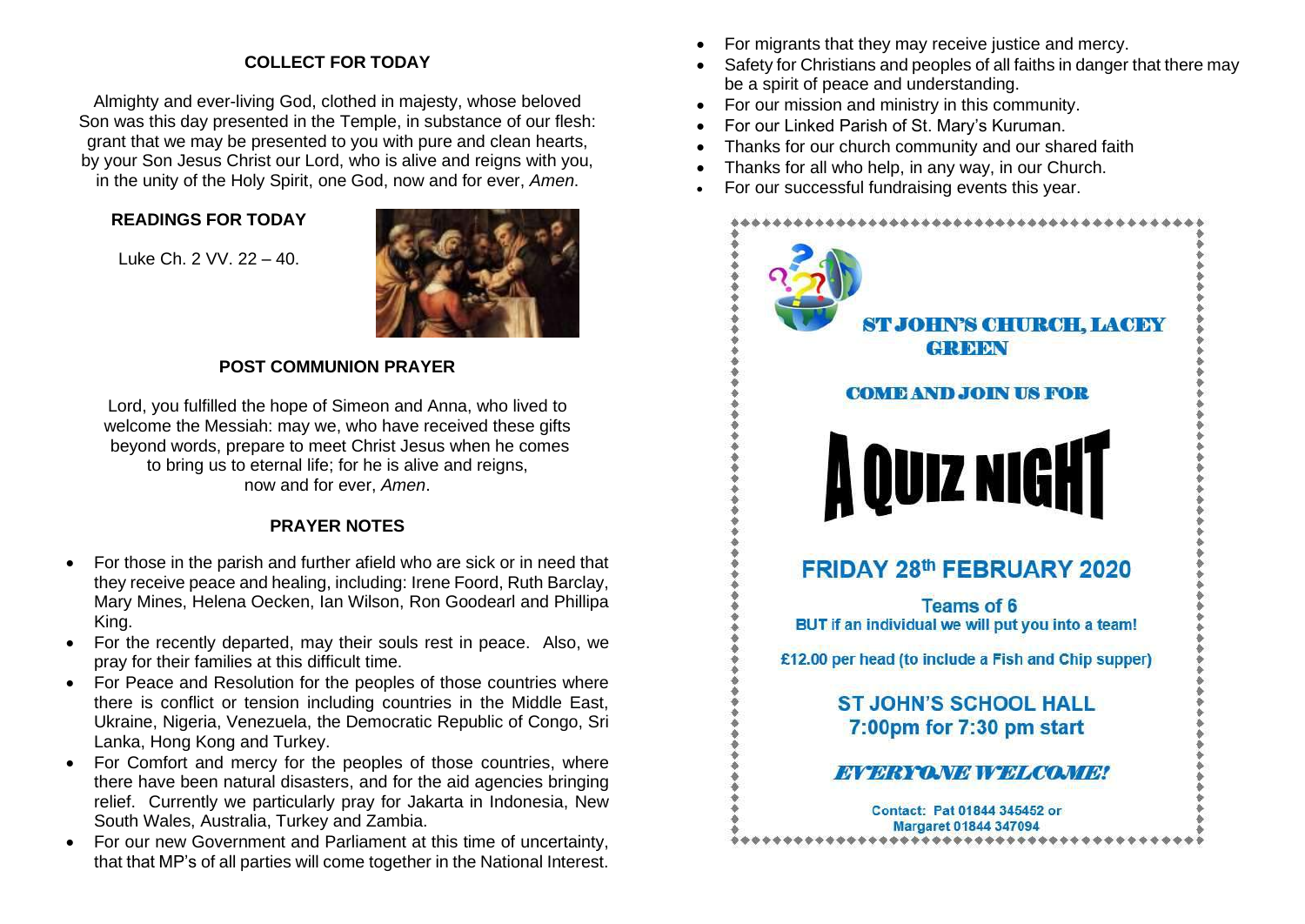## COLLECT FOR TODAY

Almighty and ever-living God, clothed in majesty, whose beloved Son was this day presented in the Temple, in substance of our flesh: grant that we may be presented to you with pure and clean hearts, by your Son Jesus Christ our Lord, who is alive and reigns with you, in the unity of the Holy Spirit, one God, now and for ever, *Amen*.

## READINGS FOR TODAY

Luke Ch. 2 VV. 22 – 40.

## POST COMMUNION PRAYER

Lord, you fulfilled the hope of Simeon and Anna, who lived to welcome the Messiah: may we, who have received these gifts beyond words, prepare to meet Christ Jesus when he comes to bring us to eternal life; for he is alive and reigns, now and for ever, *Amen*.

## PRAYER NOTES

- For those in the parish and further afield who are sick or in need that they receive peace and healing, including: Irene Foord, Ruth Barclay, Mary Mines, Helena Oecken, Ian Wilson, Ron Goodearl and Phillipa King.
- For the recently departed, may their souls rest in peace. Also, we pray for their families at this difficult time.
- For Peace and Resolution for the peoples of those countries where there is conflict or tension including countries in the Middle East, Ukraine, Nigeria, Venezuela, the Democratic Republic of Congo, Sri Lanka, Hong Kong and Turkey.
- For Comfort and mercy for the peoples of those countries, where there have been natural disasters, and for the aid agencies bringing relief. Currently we particularly pray for Jakarta in Indonesia, New South Wales, Australia, Turkey and Zambia.
- For our new Government and Parliament at this time of uncertainty, that that MP's of all parties will come together in the National Interest.
- For migrants that they may receive justice and mercy.
- Safety for Christians and peoples of all faiths in danger that there may be a spirit of peace and understanding.
- For our mission and ministry in this community.
- For our Linked Parish of St. Mary's Kuruman.
- Thanks for our church community and our shared faith
- Thanks for all who help, in any way, in our Church.
- For our successful fundraising events this year.

**ST JOHN'S CHURCH, LACEY GREEN**

**COME AND JOIN US FOR**

# A QUIZ NIGHT

## FRIDAY 28th FEBRUARY 2020

**Teams of 6**
**BUT if an individual we will put you into a team!**

**£12.00 per head (to include a Fish and Chip supper)**

**ST JOHN'S SCHOOL HALL**
**7:00pm for 7:30 pm start**

***EVERYONE WELCOME!***

Contact: Pat 01844 345452 or Margaret 01844 347094